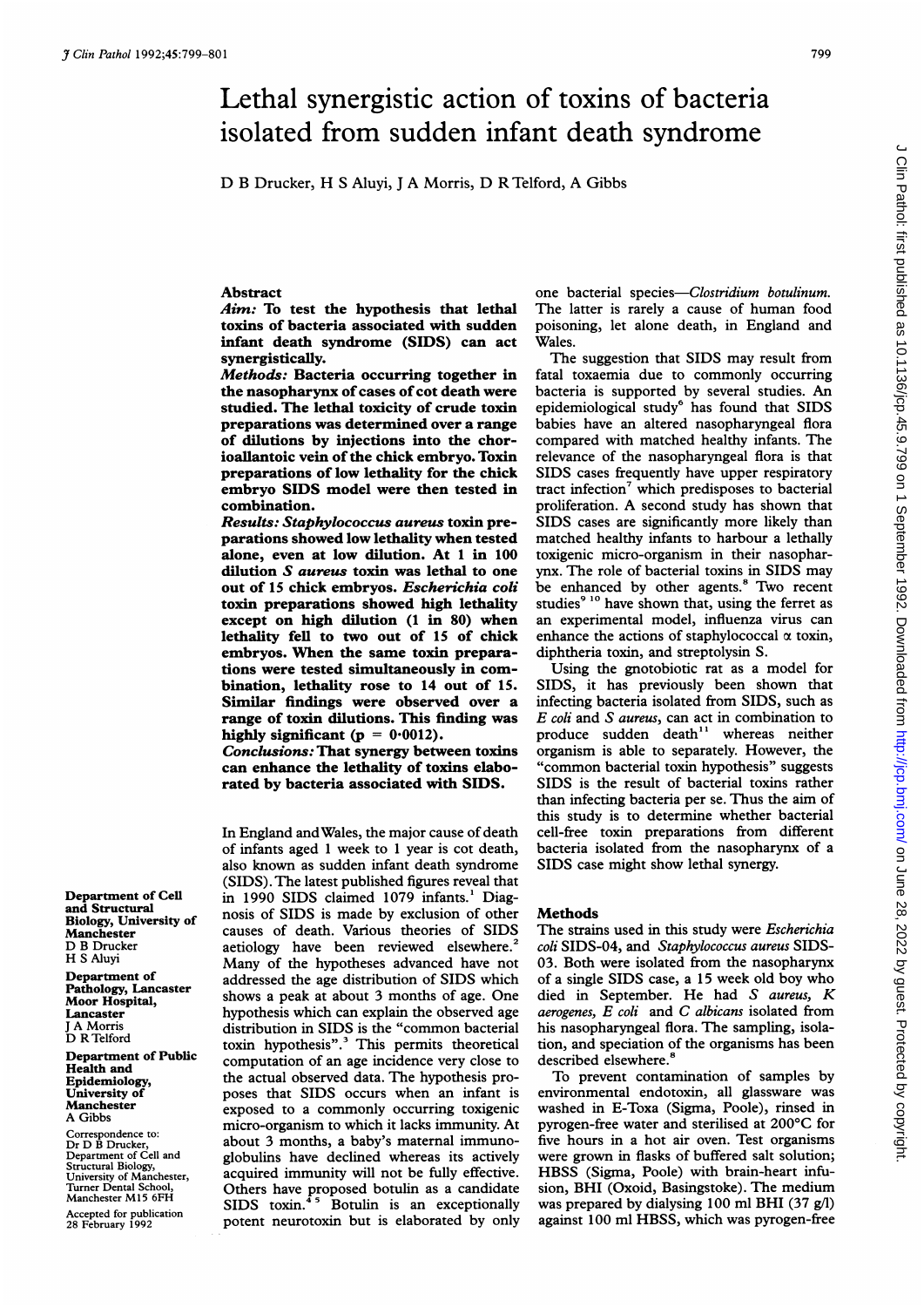# Lethal synergistic action of toxins of bacteria isolated from sudden infant death syndrome

D B Drucker, H S Aluyi, J A Morris, D R Telford, A Gibbs

## Abstract

**Aim:** To test the hypothesis that lethal toxins of bacteria associated with sudden infant death syndrome (SIDS) can act synergistically.

**Methods:** Bacteria occurring together in the nasopharynx of cases of cot death were studied. The lethal toxicity of crude toxin preparations was determined over a range of dilutions by injections into the chorioallantoic vein of the chick embryo. Toxin preparations of low lethality for the chick embryo SIDS model were then tested in combination.

**Results:** *Staphylococcus aureus* toxin preparations showed low lethality when tested alone, even at low dilution. At 1 in 100 dilution *S aureus* toxin was lethal to one out of 15 chick embryos. *Escherichia coli* toxin preparations showed high lethality except on high dilution (1 in 80) when lethality fell to two out of 15 of chick embryos. When the same toxin preparations were tested simultaneously in combination, lethality rose to 14 out of 15. Similar findings were observed over a range of toxin dilutions. This finding was highly significant ($p = 0.0012$).

**Conclusions:** That synergy between toxins can enhance the lethality of toxins elaborated by bacteria associated with SIDS.

In England and Wales, the major cause of death of infants aged 1 week to 1 year is cot death, also known as sudden infant death syndrome (SIDS). The latest published figures reveal that in 1990 SIDS claimed 1079 infants.[1] Diagnosis of SIDS is made by exclusion of other causes of death. Various theories of SIDS aetiology have been reviewed elsewhere.[2] Many of the hypotheses advanced have not addressed the age distribution of SIDS which shows a peak at about 3 months of age. One hypothesis which can explain the observed age distribution in SIDS is the "common bacterial toxin hypothesis".[3] This permits theoretical computation of an age incidence very close to the actual observed data. The hypothesis proposes that SIDS occurs when an infant is exposed to a commonly occurring toxigenic micro-organism to which it lacks immunity. At about 3 months, a baby's maternal immunoglobulins have declined whereas its actively acquired immunity will not be fully effective. Others have proposed botulin as a candidate SIDS toxin.[4,5] Botulin is an exceptionally potent neurotoxin but is elaborated by only one bacterial species—*Clostridium botulinum*. The latter is rarely a cause of human food poisoning, let alone death, in England and Wales.

The suggestion that SIDS may result from fatal toxaemia due to commonly occurring bacteria is supported by several studies. An epidemiological study[6] has found that SIDS babies have an altered nasopharyngeal flora compared with matched healthy infants. The relevance of the nasopharyngeal flora is that SIDS cases frequently have upper respiratory tract infection[7] which predisposes to bacterial proliferation. A second study has shown that SIDS cases are significantly more likely than matched healthy infants to harbour a lethally toxigenic micro-organism in their nasopharynx. The role of bacterial toxins in SIDS may be enhanced by other agents.[8] Two recent studies[9,10] have shown that, using the ferret as an experimental model, influenza virus can enhance the actions of staphylococcal α toxin, diphtheria toxin, and streptolysin S.

Using the gnotobiotic rat as a model for SIDS, it has previously been shown that infecting bacteria isolated from SIDS, such as *E coli* and *S aureus*, can act in combination to produce sudden death[11] whereas neither organism is able to separately. However, the "common bacterial toxin hypothesis" suggests SIDS is the result of bacterial toxins rather than infecting bacteria per se. Thus the aim of this study is to determine whether bacterial cell-free toxin preparations from different bacteria isolated from the nasopharynx of a SIDS case might show lethal synergy.

## Methods

The strains used in this study were *Escherichia coli* SIDS-04, and *Staphylococcus aureus* SIDS-03. Both were isolated from the nasopharynx of a single SIDS case, a 15 week old boy who died in September. He had *S aureus*, *K aerogenes*, *E coli* and *C albicans* isolated from his nasopharyngeal flora. The sampling, isolation, and speciation of the organisms has been described elsewhere.[8]

To prevent contamination of samples by environmental endotoxin, all glassware was washed in E-Toxa (Sigma, Poole), rinsed in pyrogen-free water and sterilised at 200°C for five hours in a hot air oven. Test organisms were grown in flasks of buffered salt solution; HBSS (Sigma, Poole) with brain-heart infusion, BHI (Oxoid, Basingstoke). The medium was prepared by dialysing 100 ml BHI (37 g/l) against 100 ml HBSS, which was pyrogen-free

Department of Cell and Structural Biology, University of Manchester
D B Drucker
H S Aluyi

Department of Pathology, Lancaster Moor Hospital, Lancaster
J A Morris
D R Telford

Department of Public Health and Epidemiology, University of Manchester
A Gibbs

Correspondence to: Dr D B Drucker, Department of Cell and Structural Biology, University of Manchester, Turner Dental School, Manchester M15 6FH

Accepted for publication 28 February 1992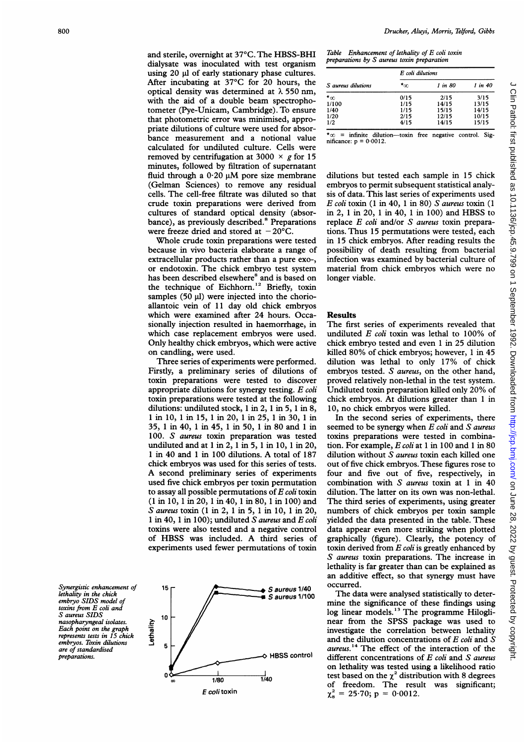and sterile, overnight at 37°C. The HBSS-BHI dialysate was inoculated with test organism using 20 μl of early stationary phase cultures. After incubating at 37°C for 20 hours, the optical density was determined at λ 550 nm, with the aid of a double beam spectrophotometer (Pye-Unicam, Cambridge). To ensure that photometric error was minimised, appropriate dilutions of culture were used for absorbance measurement and a notional value calculated for undiluted culture. Cells were removed by centrifugation at 3000 × *g* for 15 minutes, followed by filtration of supernatant fluid through a 0·20 μM pore size membrane (Gelman Sciences) to remove any residual cells. The cell-free filtrate was diluted so that crude toxin preparations were derived from cultures of standard optical density (absorbance), as previously described.[8] Preparations were freeze dried and stored at −20°C.

Whole crude toxin preparations were tested because in vivo bacteria elaborate a range of extracellular products rather than a pure exo-, or endotoxin. The chick embryo test system has been described elsewhere[8] and is based on the technique of Eichhorn.[12] Briefly, toxin samples (50 μl) were injected into the chorioallantoic vein of 11 day old chick embryos which were examined after 24 hours. Occasionally injection resulted in haemorrhage, in which case replacement embryos were used. Only healthy chick embryos, which were active on candling, were used.

Three series of experiments were performed. Firstly, a preliminary series of dilutions of toxin preparations were tested to discover appropriate dilutions for synergy testing. *E coli* toxin preparations were tested at the following dilutions: undiluted stock, 1 in 2, 1 in 5, 1 in 8, 1 in 10, 1 in 15, 1 in 20, 1 in 25, 1 in 30, 1 in 35, 1 in 40, 1 in 45, 1 in 50, 1 in 80 and 1 in 100. *S aureus* toxin preparation was tested undiluted and at 1 in 2, 1 in 5, 1 in 10, 1 in 20, 1 in 40 and 1 in 100 dilutions. A total of 187 chick embryos was used for this series of tests. A second preliminary series of experiments used five chick embryos per toxin permutation to assay all possible permutations of *E coli* toxin (1 in 10, 1 in 20, 1 in 40, 1 in 80, 1 in 100) and *S aureus* toxin (1 in 2, 1 in 5, 1 in 10, 1 in 20, 1 in 40, 1 in 100); undiluted *S aureus* and *E coli* toxins were also tested and a negative control of HBSS was included. A third series of experiments used fewer permutations of toxin dilutions but tested each sample in 15 chick embryos to permit subsequent statistical analysis of data. This last series of experiments used *E coli* toxin (1 in 40, 1 in 80) *S aureus* toxin (1 in 2, 1 in 20, 1 in 40, 1 in 100) and HBSS to replace *E coli* and/or *S aureus* toxin preparations. Thus 15 permutations were tested, each in 15 chick embryos. After reading results the possibility of death resulting from bacterial infection was examined by bacterial culture of material from chick embryos which were no longer viable.

*Table Enhancement of lethality of E coli toxin preparations by S aureus toxin preparation*

| *S aureus* dilutions | *E coli* dilutions | | |
|---|---|---|---|
| | $*\infty$ | *1 in 80* | *1 in 40* |
| $*\infty$ | 0/15 | 2/15 | 3/15 |
| 1/100 | 1/15 | 14/15 | 13/15 |
| 1/40 | 1/15 | 15/15 | 14/15 |
| 1/20 | 2/15 | 12/15 | 10/15 |
| 1/2 | 4/15 | 14/15 | 15/15 |

$*\infty$ = infinite dilution—toxin free negative control. Significance: p = 0·0012.

## Results

The first series of experiments revealed that undiluted *E coli* toxin was lethal to 100% of chick embryo tested and even 1 in 25 dilution killed 80% of chick embryos; however, 1 in 45 dilution was lethal to only 17% of chick embryos tested. *S aureus*, on the other hand, proved relatively non-lethal in the test system. Undiluted toxin preparation killed only 20% of chick embryos. At dilutions greater than 1 in 10, no chick embryos were killed.

In the second series of experiments, there seemed to be synergy when *E coli* and *S aureus* toxins preparations were tested in combination. For example, *E coli* at 1 in 100 and 1 in 80 dilution without *S aureus* toxin each killed one out of five chick embryos. These figures rose to four and five out of five, respectively, in combination with *S aureus* toxin at 1 in 40 dilution. The latter on its own was non-lethal. The third series of experiments, using greater numbers of chick embryos per toxin sample yielded the data presented in the table. These data appear even more striking when plotted graphically (figure). Clearly, the potency of toxin derived from *E coli* is greatly enhanced by *S aureus* toxin preparations. The increase in lethality is far greater than can be explained as an additive effect, so that synergy must have occurred.

The data were analysed statistically to determine the significance of these findings using log linear models.[13] The programme Hiloglinear from the SPSS package was used to investigate the correlation between lethality and the dilution concentrations of *E coli* and *S aureus*.[14] The effect of the interaction of the different concentrations of *E coli* and *S aureus* on lethality was tested using a likelihood ratio test based on the $\chi^2$ distribution with 8 degrees of freedom. The result was significant; $\chi^2_8 = 25{\cdot}70$; p = 0·0012.

*Synergistic enhancement of lethality in the chick embryo SIDS model of toxins from E coli and S aureus SIDS nasopharyngeal isolates. Each point on the graph represents tests in 15 chick embryos. Toxin dilutions are of standardised preparations.*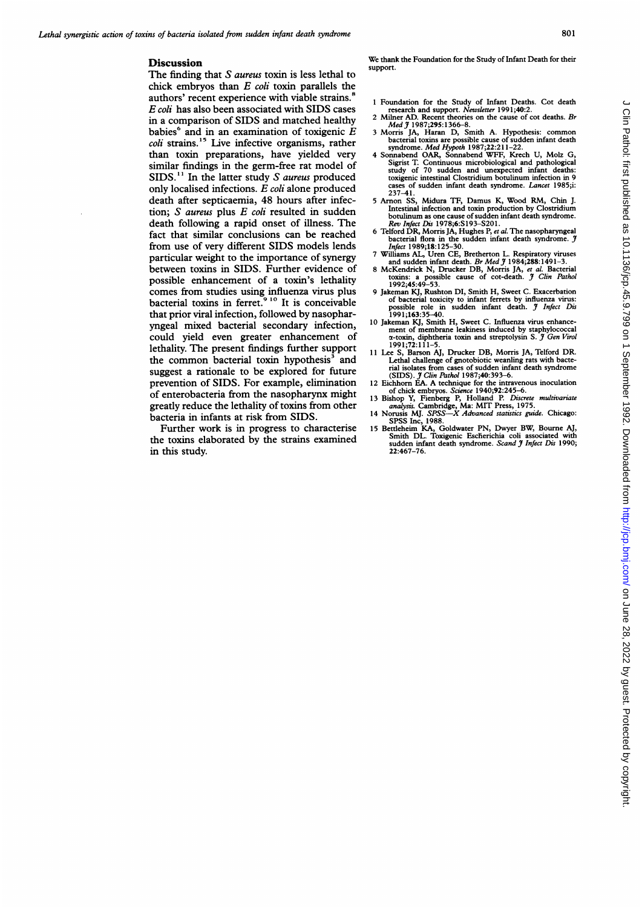## Discussion

The finding that *S aureus* toxin is less lethal to chick embryos than *E coli* toxin parallels the authors' recent experience with viable strains.[8] *E coli* has also been associated with SIDS cases in a comparison of SIDS and matched healthy babies[6] and in an examination of toxigenic *E coli* strains.[15] Live infective organisms, rather than toxin preparations, have yielded very similar findings in the germ-free rat model of SIDS.[11] In the latter study *S aureus* produced only localised infections. *E coli* alone produced death after septicaemia, 48 hours after infection; *S aureus* plus *E coli* resulted in sudden death following a rapid onset of illness. The fact that similar conclusions can be reached from use of very different SIDS models lends particular weight to the importance of synergy between toxins in SIDS. Further evidence of possible enhancement of a toxin's lethality comes from studies using influenza virus plus bacterial toxins in ferret.[9,10] It is conceivable that prior viral infection, followed by nasopharyngeal mixed bacterial secondary infection, could yield even greater enhancement of lethality. The present findings further support the common bacterial toxin hypothesis[3] and suggest a rationale to be explored for future prevention of SIDS. For example, elimination of enterobacteria from the nasopharynx might greatly reduce the lethality of toxins from other bacteria in infants at risk from SIDS.

Further work is in progress to characterise the toxins elaborated by the strains examined in this study.

We thank the Foundation for the Study of Infant Death for their support.

1 Foundation for the Study of Infant Deaths. Cot death research and support. *Newsletter* 1991;**40**:2.
2 Milner AD. Recent theories on the cause of cot deaths. *Br Med J* 1987;**295**:1366–8.
3 Morris JA, Haran D, Smith A. Hypothesis: common bacterial toxins are possible cause of sudden infant death syndrome. *Med Hypoth* 1987;**22**:211–22.
4 Sonnabend OAR, Sonnabend WFF, Krech U, Molz G, Sigrist T. Continuous microbiological and pathological study of 70 sudden and unexpected infant deaths: toxigenic intestinal Clostridium botulinum infection in 9 cases of sudden infant death syndrome. *Lancet* 1985;**i**:237–41.
5 Arnon SS, Midura TF, Damus K, Wood RM, Chin J. Intestinal infection and toxin production by Clostridium botulinum as one cause of sudden infant death syndrome. *Rev Infect Dis* 1978;**6**:S193–S201.
6 Telford DR, Morris JA, Hughes P, *et al*. The nasopharyngeal bacterial flora in the sudden infant death syndrome. *J Infect* 1989;**18**:125–30.
7 Williams AL, Uren CE, Bretherton L. Respiratory viruses and sudden infant death. *Br Med J* 1984;**288**:1491–3.
8 McKendrick N, Drucker DB, Morris JA, *et al*. Bacterial toxins: a possible cause of cot-death. *J Clin Pathol* 1992;**45**:49–53.
9 Jakeman KJ, Rushton DI, Smith H, Sweet C. Exacerbation of bacterial toxicity to infant ferrets by influenza virus: possible role in sudden infant death. *J Infect Dis* 1991;**163**:35–40.
10 Jakeman KJ, Smith H, Sweet C. Influenza virus enhancement of membrane leakiness induced by staphylococcal α-toxin, diphtheria toxin and streptolysin S. *J Gen Virol* 1991;**72**:111–5.
11 Lee S, Barson AJ, Drucker DB, Morris JA, Telford DR. Lethal challenge of gnotobiotic weanling rats with bacterial isolates from cases of sudden infant death syndrome (SIDS). *J Clin Pathol* 1987;**40**:393–6.
12 Eichhorn EA. A technique for the intravenous inoculation of chick embryos. *Science* 1940;**92**:245–6.
13 Bishop Y, Fienberg P, Holland P. *Discrete multivariate analysis*. Cambridge, Ma: MIT Press, 1975.
14 Norusis MJ. *SPSS—X Advanced statistics guide*. Chicago: SPSS Inc, 1988.
15 Bettleheim KA, Goldwater PN, Dwyer BW, Bourne AJ, Smith DL. Toxigenic Escherichia coli associated with sudden infant death syndrome. *Scand J Infect Dis* 1990;**22**:467–76.